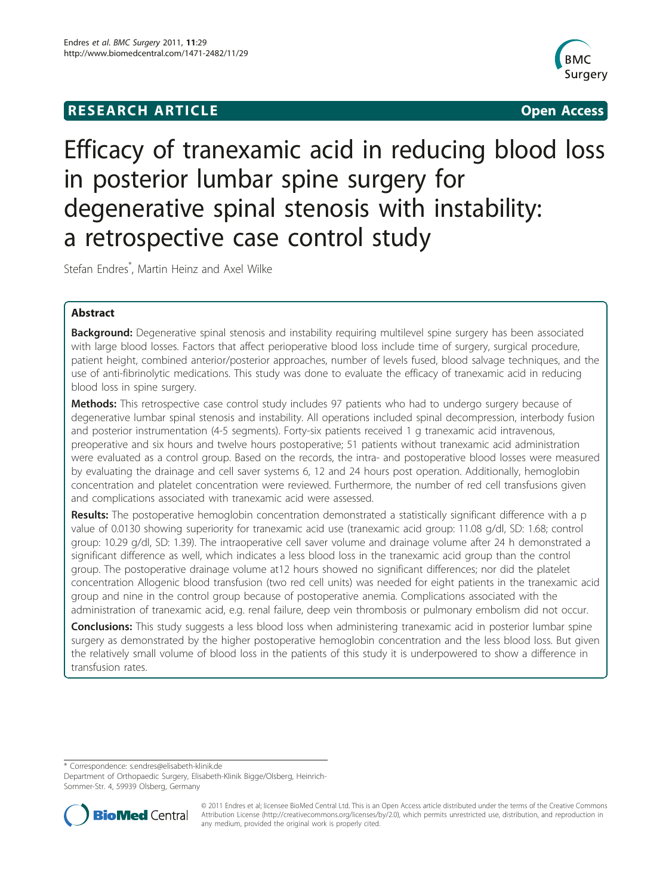**RESEARCH ARTICLE** **Open Access**

# Efficacy of tranexamic acid in reducing blood loss in posterior lumbar spine surgery for degenerative spinal stenosis with instability: a retrospective case control study

Stefan Endres*, Martin Heinz and Axel Wilke

## Abstract

**Background:** Degenerative spinal stenosis and instability requiring multilevel spine surgery has been associated with large blood losses. Factors that affect perioperative blood loss include time of surgery, surgical procedure, patient height, combined anterior/posterior approaches, number of levels fused, blood salvage techniques, and the use of anti-fibrinolytic medications. This study was done to evaluate the efficacy of tranexamic acid in reducing blood loss in spine surgery.

**Methods:** This retrospective case control study includes 97 patients who had to undergo surgery because of degenerative lumbar spinal stenosis and instability. All operations included spinal decompression, interbody fusion and posterior instrumentation (4-5 segments). Forty-six patients received 1 g tranexamic acid intravenous, preoperative and six hours and twelve hours postoperative; 51 patients without tranexamic acid administration were evaluated as a control group. Based on the records, the intra- and postoperative blood losses were measured by evaluating the drainage and cell saver systems 6, 12 and 24 hours post operation. Additionally, hemoglobin concentration and platelet concentration were reviewed. Furthermore, the number of red cell transfusions given and complications associated with tranexamic acid were assessed.

**Results:** The postoperative hemoglobin concentration demonstrated a statistically significant difference with a p value of 0.0130 showing superiority for tranexamic acid use (tranexamic acid group: 11.08 g/dl, SD: 1.68; control group: 10.29 g/dl, SD: 1.39). The intraoperative cell saver volume and drainage volume after 24 h demonstrated a significant difference as well, which indicates a less blood loss in the tranexamic acid group than the control group. The postoperative drainage volume at12 hours showed no significant differences; nor did the platelet concentration Allogenic blood transfusion (two red cell units) was needed for eight patients in the tranexamic acid group and nine in the control group because of postoperative anemia. Complications associated with the administration of tranexamic acid, e.g. renal failure, deep vein thrombosis or pulmonary embolism did not occur.

**Conclusions:** This study suggests a less blood loss when administering tranexamic acid in posterior lumbar spine surgery as demonstrated by the higher postoperative hemoglobin concentration and the less blood loss. But given the relatively small volume of blood loss in the patients of this study it is underpowered to show a difference in transfusion rates.

---

* Correspondence: s.endres@elisabeth-klinik.de
Department of Orthopaedic Surgery, Elisabeth-Klinik Bigge/Olsberg, Heinrich-Sommer-Str. 4, 59939 Olsberg, Germany

© 2011 Endres et al; licensee BioMed Central Ltd. This is an Open Access article distributed under the terms of the Creative Commons Attribution License (http://creativecommons.org/licenses/by/2.0), which permits unrestricted use, distribution, and reproduction in any medium, provided the original work is properly cited.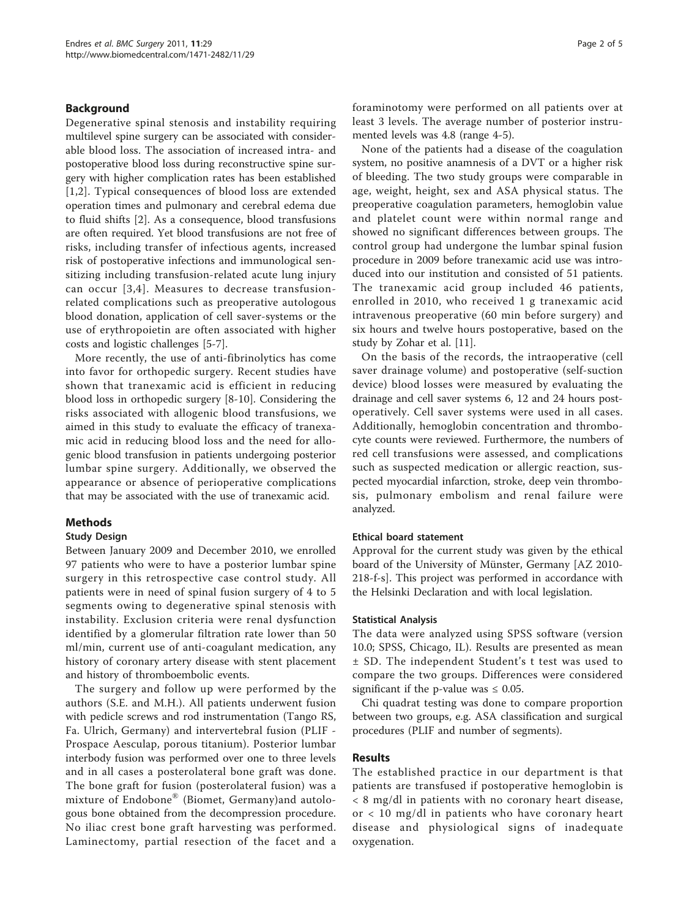## Background

Degenerative spinal stenosis and instability requiring multilevel spine surgery can be associated with considerable blood loss. The association of increased intra- and postoperative blood loss during reconstructive spine surgery with higher complication rates has been established [1,2]. Typical consequences of blood loss are extended operation times and pulmonary and cerebral edema due to fluid shifts [2]. As a consequence, blood transfusions are often required. Yet blood transfusions are not free of risks, including transfer of infectious agents, increased risk of postoperative infections and immunological sensitizing including transfusion-related acute lung injury can occur [3,4]. Measures to decrease transfusion-related complications such as preoperative autologous blood donation, application of cell saver-systems or the use of erythropoietin are often associated with higher costs and logistic challenges [5-7].

More recently, the use of anti-fibrinolytics has come into favor for orthopedic surgery. Recent studies have shown that tranexamic acid is efficient in reducing blood loss in orthopedic surgery [8-10]. Considering the risks associated with allogenic blood transfusions, we aimed in this study to evaluate the efficacy of tranexamic acid in reducing blood loss and the need for allogenic blood transfusion in patients undergoing posterior lumbar spine surgery. Additionally, we observed the appearance or absence of perioperative complications that may be associated with the use of tranexamic acid.

## Methods

### Study Design

Between January 2009 and December 2010, we enrolled 97 patients who were to have a posterior lumbar spine surgery in this retrospective case control study. All patients were in need of spinal fusion surgery of 4 to 5 segments owing to degenerative spinal stenosis with instability. Exclusion criteria were renal dysfunction identified by a glomerular filtration rate lower than 50 ml/min, current use of anti-coagulant medication, any history of coronary artery disease with stent placement and history of thromboembolic events.

The surgery and follow up were performed by the authors (S.E. and M.H.). All patients underwent fusion with pedicle screws and rod instrumentation (Tango RS, Fa. Ulrich, Germany) and intervertebral fusion (PLIF - Prospace Aesculap, porous titanium). Posterior lumbar interbody fusion was performed over one to three levels and in all cases a posterolateral bone graft was done. The bone graft for fusion (posterolateral fusion) was a mixture of Endobone® (Biomet, Germany)and autologous bone obtained from the decompression procedure. No iliac crest bone graft harvesting was performed. Laminectomy, partial resection of the facet and a foraminotomy were performed on all patients over at least 3 levels. The average number of posterior instrumented levels was 4.8 (range 4-5).

None of the patients had a disease of the coagulation system, no positive anamnesis of a DVT or a higher risk of bleeding. The two study groups were comparable in age, weight, height, sex and ASA physical status. The preoperative coagulation parameters, hemoglobin value and platelet count were within normal range and showed no significant differences between groups. The control group had undergone the lumbar spinal fusion procedure in 2009 before tranexamic acid use was introduced into our institution and consisted of 51 patients. The tranexamic acid group included 46 patients, enrolled in 2010, who received 1 g tranexamic acid intravenous preoperative (60 min before surgery) and six hours and twelve hours postoperative, based on the study by Zohar et al. [11].

On the basis of the records, the intraoperative (cell saver drainage volume) and postoperative (self-suction device) blood losses were measured by evaluating the drainage and cell saver systems 6, 12 and 24 hours postoperatively. Cell saver systems were used in all cases. Additionally, hemoglobin concentration and thrombocyte counts were reviewed. Furthermore, the numbers of red cell transfusions were assessed, and complications such as suspected medication or allergic reaction, suspected myocardial infarction, stroke, deep vein thrombosis, pulmonary embolism and renal failure were analyzed.

### Ethical board statement

Approval for the current study was given by the ethical board of the University of Münster, Germany [AZ 2010-218-f-s]. This project was performed in accordance with the Helsinki Declaration and with local legislation.

### Statistical Analysis

The data were analyzed using SPSS software (version 10.0; SPSS, Chicago, IL). Results are presented as mean ± SD. The independent Student's t test was used to compare the two groups. Differences were considered significant if the p-value was $\leq 0.05$.

Chi quadrat testing was done to compare proportion between two groups, e.g. ASA classification and surgical procedures (PLIF and number of segments).

## Results

The established practice in our department is that patients are transfused if postoperative hemoglobin is < 8 mg/dl in patients with no coronary heart disease, or < 10 mg/dl in patients who have coronary heart disease and physiological signs of inadequate oxygenation.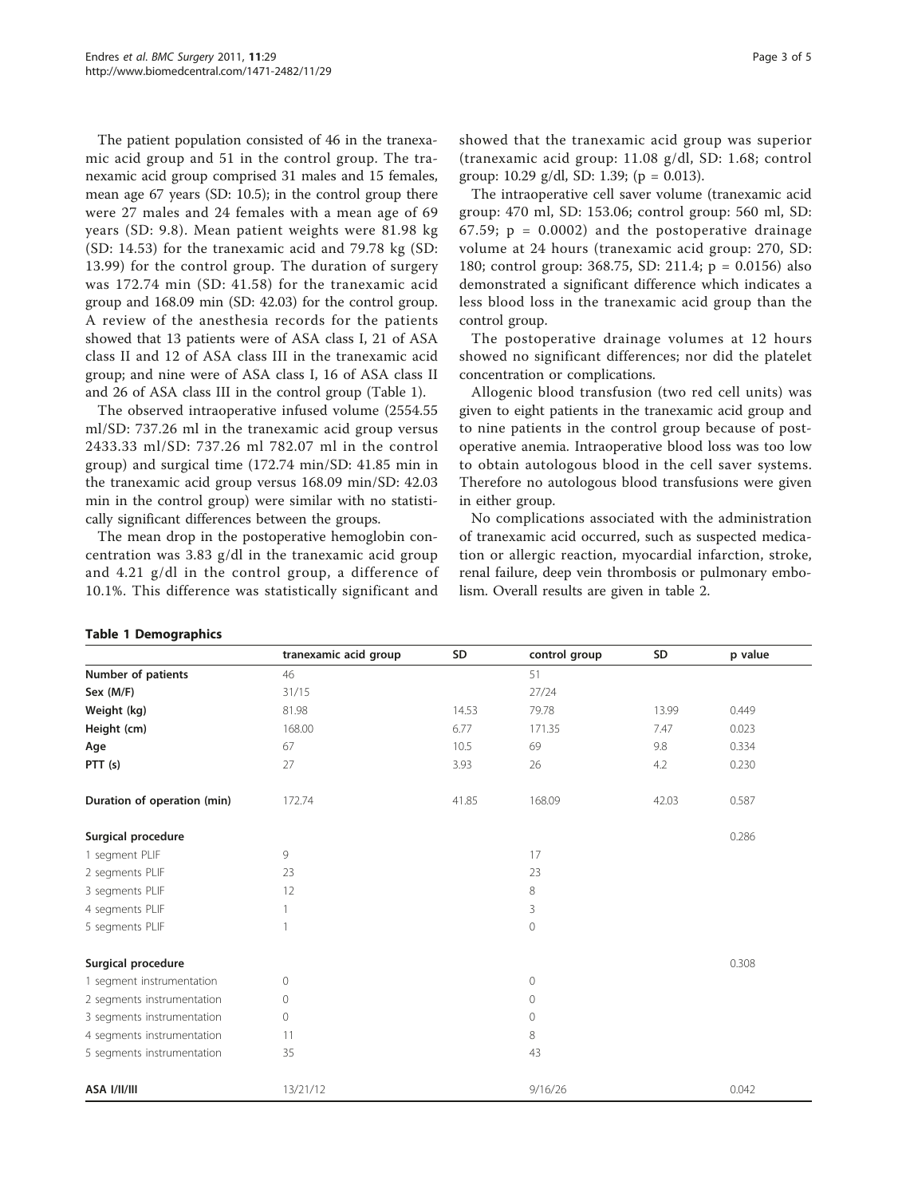The patient population consisted of 46 in the tranexamic acid group and 51 in the control group. The tranexamic acid group comprised 31 males and 15 females, mean age 67 years (SD: 10.5); in the control group there were 27 males and 24 females with a mean age of 69 years (SD: 9.8). Mean patient weights were 81.98 kg (SD: 14.53) for the tranexamic acid and 79.78 kg (SD: 13.99) for the control group. The duration of surgery was 172.74 min (SD: 41.58) for the tranexamic acid group and 168.09 min (SD: 42.03) for the control group. A review of the anesthesia records for the patients showed that 13 patients were of ASA class I, 21 of ASA class II and 12 of ASA class III in the tranexamic acid group; and nine were of ASA class I, 16 of ASA class II and 26 of ASA class III in the control group (Table 1).

The observed intraoperative infused volume (2554.55 ml/SD: 737.26 ml in the tranexamic acid group versus 2433.33 ml/SD: 737.26 ml 782.07 ml in the control group) and surgical time (172.74 min/SD: 41.85 min in the tranexamic acid group versus 168.09 min/SD: 42.03 min in the control group) were similar with no statistically significant differences between the groups.

The mean drop in the postoperative hemoglobin concentration was 3.83 g/dl in the tranexamic acid group and 4.21 g/dl in the control group, a difference of 10.1%. This difference was statistically significant and showed that the tranexamic acid group was superior (tranexamic acid group: 11.08 g/dl, SD: 1.68; control group: 10.29 g/dl, SD: 1.39; ($p = 0.013$).

The intraoperative cell saver volume (tranexamic acid group: 470 ml, SD: 153.06; control group: 560 ml, SD: 67.59; $p = 0.0002$) and the postoperative drainage volume at 24 hours (tranexamic acid group: 270, SD: 180; control group: 368.75, SD: 211.4; $p = 0.0156$) also demonstrated a significant difference which indicates a less blood loss in the tranexamic acid group than the control group.

The postoperative drainage volumes at 12 hours showed no significant differences; nor did the platelet concentration or complications.

Allogenic blood transfusion (two red cell units) was given to eight patients in the tranexamic acid group and to nine patients in the control group because of postoperative anemia. Intraoperative blood loss was too low to obtain autologous blood in the cell saver systems. Therefore no autologous blood transfusions were given in either group.

No complications associated with the administration of tranexamic acid occurred, such as suspected medication or allergic reaction, myocardial infarction, stroke, renal failure, deep vein thrombosis or pulmonary embolism. Overall results are given in table 2.

**Table 1 Demographics**

| | tranexamic acid group | SD | control group | SD | p value |
|---|---|---|---|---|---|
| **Number of patients** | 46 | | 51 | | |
| **Sex (M/F)** | 31/15 | | 27/24 | | |
| **Weight (kg)** | 81.98 | 14.53 | 79.78 | 13.99 | 0.449 |
| **Height (cm)** | 168.00 | 6.77 | 171.35 | 7.47 | 0.023 |
| **Age** | 67 | 10.5 | 69 | 9.8 | 0.334 |
| **PTT (s)** | 27 | 3.93 | 26 | 4.2 | 0.230 |
| **Duration of operation (min)** | 172.74 | 41.85 | 168.09 | 42.03 | 0.587 |
| **Surgical procedure** | | | | | 0.286 |
| 1 segment PLIF | 9 | | 17 | | |
| 2 segments PLIF | 23 | | 23 | | |
| 3 segments PLIF | 12 | | 8 | | |
| 4 segments PLIF | 1 | | 3 | | |
| 5 segments PLIF | 1 | | 0 | | |
| **Surgical procedure** | | | | | 0.308 |
| 1 segment instrumentation | 0 | | 0 | | |
| 2 segments instrumentation | 0 | | 0 | | |
| 3 segments instrumentation | 0 | | 0 | | |
| 4 segments instrumentation | 11 | | 8 | | |
| 5 segments instrumentation | 35 | | 43 | | |
| **ASA I/II/III** | 13/21/12 | | 9/16/26 | | 0.042 |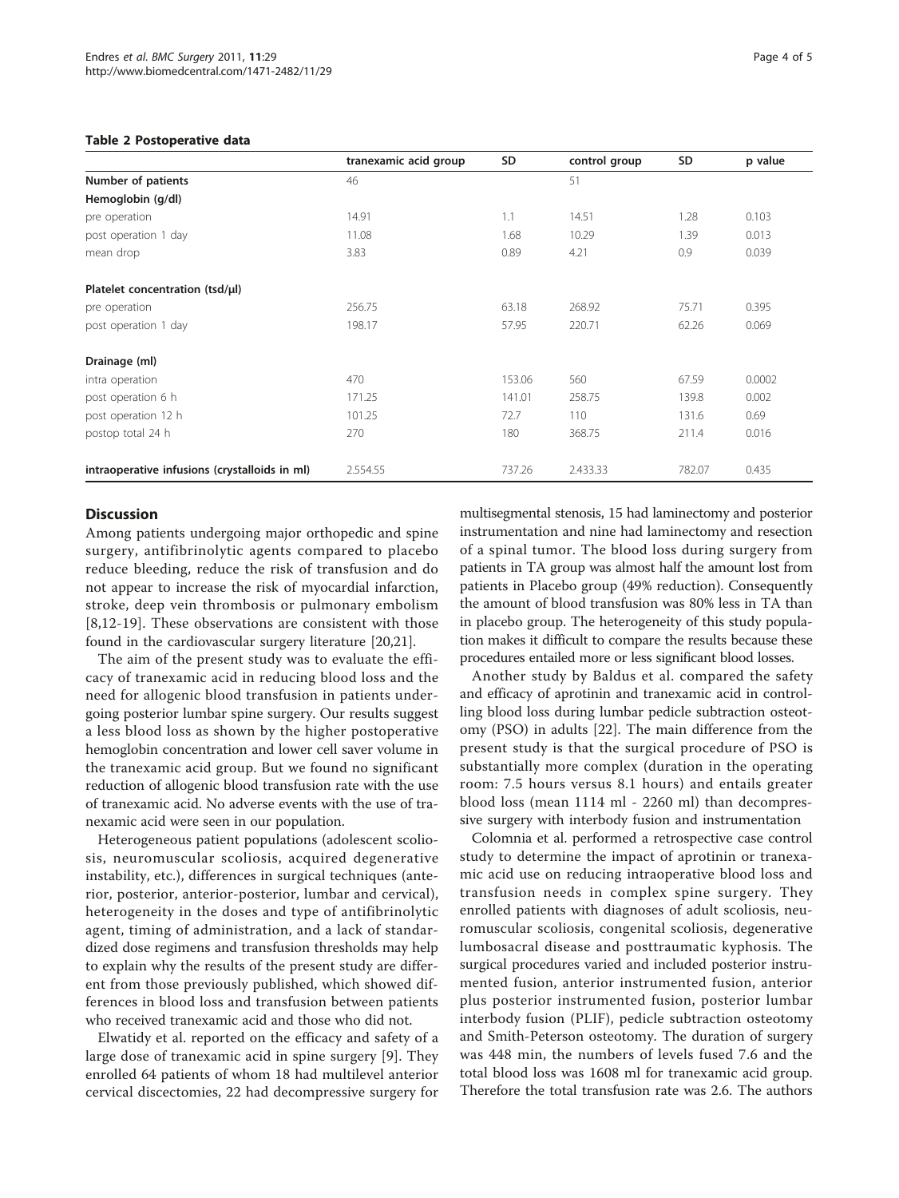**Table 2 Postoperative data**

| | tranexamic acid group | SD | control group | SD | p value |
|---|---|---|---|---|---|
| **Number of patients** | 46 | | 51 | | |
| **Hemoglobin (g/dl)** | | | | | |
| pre operation | 14.91 | 1.1 | 14.51 | 1.28 | 0.103 |
| post operation 1 day | 11.08 | 1.68 | 10.29 | 1.39 | 0.013 |
| mean drop | 3.83 | 0.89 | 4.21 | 0.9 | 0.039 |
| **Platelet concentration (tsd/μl)** | | | | | |
| pre operation | 256.75 | 63.18 | 268.92 | 75.71 | 0.395 |
| post operation 1 day | 198.17 | 57.95 | 220.71 | 62.26 | 0.069 |
| **Drainage (ml)** | | | | | |
| intra operation | 470 | 153.06 | 560 | 67.59 | 0.0002 |
| post operation 6 h | 171.25 | 141.01 | 258.75 | 139.8 | 0.002 |
| post operation 12 h | 101.25 | 72.7 | 110 | 131.6 | 0.69 |
| postop total 24 h | 270 | 180 | 368.75 | 211.4 | 0.016 |
| **intraoperative infusions (crystalloids in ml)** | 2.554.55 | 737.26 | 2.433.33 | 782.07 | 0.435 |

## Discussion

Among patients undergoing major orthopedic and spine surgery, antifibrinolytic agents compared to placebo reduce bleeding, reduce the risk of transfusion and do not appear to increase the risk of myocardial infarction, stroke, deep vein thrombosis or pulmonary embolism [8,12-19]. These observations are consistent with those found in the cardiovascular surgery literature [20,21].

The aim of the present study was to evaluate the efficacy of tranexamic acid in reducing blood loss and the need for allogenic blood transfusion in patients undergoing posterior lumbar spine surgery. Our results suggest a less blood loss as shown by the higher postoperative hemoglobin concentration and lower cell saver volume in the tranexamic acid group. But we found no significant reduction of allogenic blood transfusion rate with the use of tranexamic acid. No adverse events with the use of tranexamic acid were seen in our population.

Heterogeneous patient populations (adolescent scoliosis, neuromuscular scoliosis, acquired degenerative instability, etc.), differences in surgical techniques (anterior, posterior, anterior-posterior, lumbar and cervical), heterogeneity in the doses and type of antifibrinolytic agent, timing of administration, and a lack of standardized dose regimens and transfusion thresholds may help to explain why the results of the present study are different from those previously published, which showed differences in blood loss and transfusion between patients who received tranexamic acid and those who did not.

Elwatidy et al. reported on the efficacy and safety of a large dose of tranexamic acid in spine surgery [9]. They enrolled 64 patients of whom 18 had multilevel anterior cervical discectomies, 22 had decompressive surgery for multisegmental stenosis, 15 had laminectomy and posterior instrumentation and nine had laminectomy and resection of a spinal tumor. The blood loss during surgery from patients in TA group was almost half the amount lost from patients in Placebo group (49% reduction). Consequently the amount of blood transfusion was 80% less in TA than in placebo group. The heterogeneity of this study population makes it difficult to compare the results because these procedures entailed more or less significant blood losses.

Another study by Baldus et al. compared the safety and efficacy of aprotinin and tranexamic acid in controlling blood loss during lumbar pedicle subtraction osteotomy (PSO) in adults [22]. The main difference from the present study is that the surgical procedure of PSO is substantially more complex (duration in the operating room: 7.5 hours versus 8.1 hours) and entails greater blood loss (mean 1114 ml - 2260 ml) than decompressive surgery with interbody fusion and instrumentation

Colomnia et al. performed a retrospective case control study to determine the impact of aprotinin or tranexamic acid use on reducing intraoperative blood loss and transfusion needs in complex spine surgery. They enrolled patients with diagnoses of adult scoliosis, neuromuscular scoliosis, congenital scoliosis, degenerative lumbosacral disease and posttraumatic kyphosis. The surgical procedures varied and included posterior instrumented fusion, anterior instrumented fusion, anterior plus posterior instrumented fusion, posterior lumbar interbody fusion (PLIF), pedicle subtraction osteotomy and Smith-Peterson osteotomy. The duration of surgery was 448 min, the numbers of levels fused 7.6 and the total blood loss was 1608 ml for tranexamic acid group. Therefore the total transfusion rate was 2.6. The authors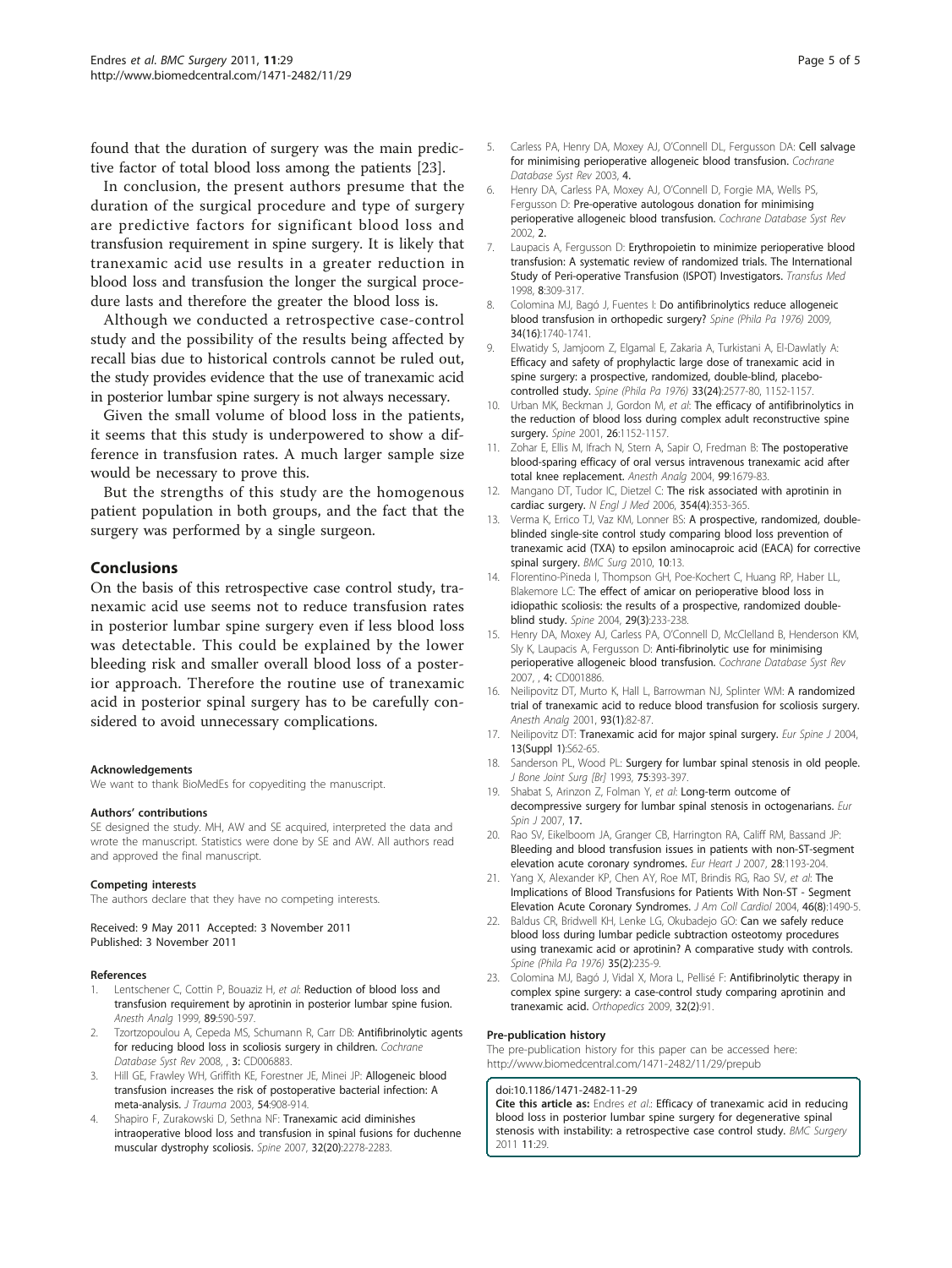found that the duration of surgery was the main predictive factor of total blood loss among the patients [23].

In conclusion, the present authors presume that the duration of the surgical procedure and type of surgery are predictive factors for significant blood loss and transfusion requirement in spine surgery. It is likely that tranexamic acid use results in a greater reduction in blood loss and transfusion the longer the surgical procedure lasts and therefore the greater the blood loss is.

Although we conducted a retrospective case-control study and the possibility of the results being affected by recall bias due to historical controls cannot be ruled out, the study provides evidence that the use of tranexamic acid in posterior lumbar spine surgery is not always necessary.

Given the small volume of blood loss in the patients, it seems that this study is underpowered to show a difference in transfusion rates. A much larger sample size would be necessary to prove this.

But the strengths of this study are the homogenous patient population in both groups, and the fact that the surgery was performed by a single surgeon.

## Conclusions

On the basis of this retrospective case control study, tranexamic acid use seems not to reduce transfusion rates in posterior lumbar spine surgery even if less blood loss was detectable. This could be explained by the lower bleeding risk and smaller overall blood loss of a posterior approach. Therefore the routine use of tranexamic acid in posterior spinal surgery has to be carefully considered to avoid unnecessary complications.

#### Acknowledgements

We want to thank BioMedEs for copyediting the manuscript.

#### Authors' contributions

SE designed the study. MH, AW and SE acquired, interpreted the data and wrote the manuscript. Statistics were done by SE and AW. All authors read and approved the final manuscript.

#### Competing interests

The authors declare that they have no competing interests.

Received: 9 May 2011 Accepted: 3 November 2011
Published: 3 November 2011

#### References

1. Lentschener C, Cottin P, Bouaziz H, *et al*: **Reduction of blood loss and transfusion requirement by aprotinin in posterior lumbar spine fusion.** *Anesth Analg* 1999, **89**:590-597.
2. Tzortzopoulou A, Cepeda MS, Schumann R, Carr DB: **Antifibrinolytic agents for reducing blood loss in scoliosis surgery in children.** *Cochrane Database Syst Rev* 2008, , **3**: CD006883.
3. Hill GE, Frawley WH, Griffith KE, Forestner JE, Minei JP: **Allogeneic blood transfusion increases the risk of postoperative bacterial infection: A meta-analysis.** *J Trauma* 2003, **54**:908-914.
4. Shapiro F, Zurakowski D, Sethna NF: **Tranexamic acid diminishes intraoperative blood loss and transfusion in spinal fusions for duchenne muscular dystrophy scoliosis.** *Spine* 2007, **32(20)**:2278-2283.
5. Carless PA, Henry DA, Moxey AJ, O'Connell DL, Fergusson DA: **Cell salvage for minimising perioperative allogeneic blood transfusion.** *Cochrane Database Syst Rev* 2003, **4**.
6. Henry DA, Carless PA, Moxey AJ, O'Connell D, Forgie MA, Wells PS, Fergusson D: **Pre-operative autologous donation for minimising perioperative allogeneic blood transfusion.** *Cochrane Database Syst Rev* 2002, **2**.
7. Laupacis A, Fergusson D: **Erythropoietin to minimize perioperative blood transfusion: A systematic review of randomized trials. The International Study of Peri-operative Transfusion (ISPOT) Investigators.** *Transfus Med* 1998, **8**:309-317.
8. Colomina MJ, Bagó J, Fuentes I: **Do antifibrinolytics reduce allogeneic blood transfusion in orthopedic surgery?** *Spine (Phila Pa 1976)* 2009, **34(16)**:1740-1741.
9. Elwatidy S, Jamjoom Z, Elgamal E, Zakaria A, Turkistani A, El-Dawlatly A: **Efficacy and safety of prophylactic large dose of tranexamic acid in spine surgery: a prospective, randomized, double-blind, placebo-controlled study.** *Spine (Phila Pa 1976)* **33(24)**:2577-80, 1152-1157.
10. Urban MK, Beckman J, Gordon M, *et al*: **The efficacy of antifibrinolytics in the reduction of blood loss during complex adult reconstructive spine surgery.** *Spine* 2001, **26**:1152-1157.
11. Zohar E, Ellis M, Ifrach N, Stern A, Sapir O, Fredman B: **The postoperative blood-sparing efficacy of oral versus intravenous tranexamic acid after total knee replacement.** *Anesth Analg* 2004, **99**:1679-83.
12. Mangano DT, Tudor IC, Dietzel C: **The risk associated with aprotinin in cardiac surgery.** *N Engl J Med* 2006, **354(4)**:353-365.
13. Verma K, Errico TJ, Vaz KM, Lonner BS: **A prospective, randomized, double-blinded single-site control study comparing blood loss prevention of tranexamic acid (TXA) to epsilon aminocaproic acid (EACA) for corrective spinal surgery.** *BMC Surg* 2010, **10**:13.
14. Florentino-Pineda I, Thompson GH, Poe-Kochert C, Huang RP, Haber LL, Blakemore LC: **The effect of amicar on perioperative blood loss in idiopathic scoliosis: the results of a prospective, randomized double-blind study.** *Spine* 2004, **29(3)**:233-238.
15. Henry DA, Moxey AJ, Carless PA, O'Connell D, McClelland B, Henderson KM, Sly K, Laupacis A, Fergusson D: **Anti-fibrinolytic use for minimising perioperative allogeneic blood transfusion.** *Cochrane Database Syst Rev* 2007, , **4**: CD001886.
16. Neilipovitz DT, Murto K, Hall L, Barrowman NJ, Splinter WM: **A randomized trial of tranexamic acid to reduce blood transfusion for scoliosis surgery.** *Anesth Analg* 2001, **93(1)**:82-87.
17. Neilipovitz DT: **Tranexamic acid for major spinal surgery.** *Eur Spine J* 2004, **13(Suppl 1)**:S62-65.
18. Sanderson PL, Wood PL: **Surgery for lumbar spinal stenosis in old people.** *J Bone Joint Surg [Br]* 1993, **75**:393-397.
19. Shabat S, Arinzon Z, Folman Y, *et al*: **Long-term outcome of decompressive surgery for lumbar spinal stenosis in octogenarians.** *Eur Spin J* 2007, **17**.
20. Rao SV, Eikelboom JA, Granger CB, Harrington RA, Califf RM, Bassand JP: **Bleeding and blood transfusion issues in patients with non-ST-segment elevation acute coronary syndromes.** *Eur Heart J* 2007, **28**:1193-204.
21. Yang X, Alexander KP, Chen AY, Roe MT, Brindis RG, Rao SV, *et al*: **The Implications of Blood Transfusions for Patients With Non-ST - Segment Elevation Acute Coronary Syndromes.** *J Am Coll Cardiol* 2004, **46(8)**:1490-5.
22. Baldus CR, Bridwell KH, Lenke LG, Okubadejo GO: **Can we safely reduce blood loss during lumbar pedicle subtraction osteotomy procedures using tranexamic acid or aprotinin? A comparative study with controls.** *Spine (Phila Pa 1976)* **35(2)**:235-9.
23. Colomina MJ, Bagó J, Vidal X, Mora L, Pellisé F: **Antifibrinolytic therapy in complex spine surgery: a case-control study comparing aprotinin and tranexamic acid.** *Orthopedics* 2009, **32(2)**:91.

#### Pre-publication history

The pre-publication history for this paper can be accessed here:
http://www.biomedcentral.com/1471-2482/11/29/prepub

doi:10.1186/1471-2482-11-29
**Cite this article as:** Endres *et al.*: Efficacy of tranexamic acid in reducing blood loss in posterior lumbar spine surgery for degenerative spinal stenosis with instability: a retrospective case control study. *BMC Surgery* 2011 **11**:29.